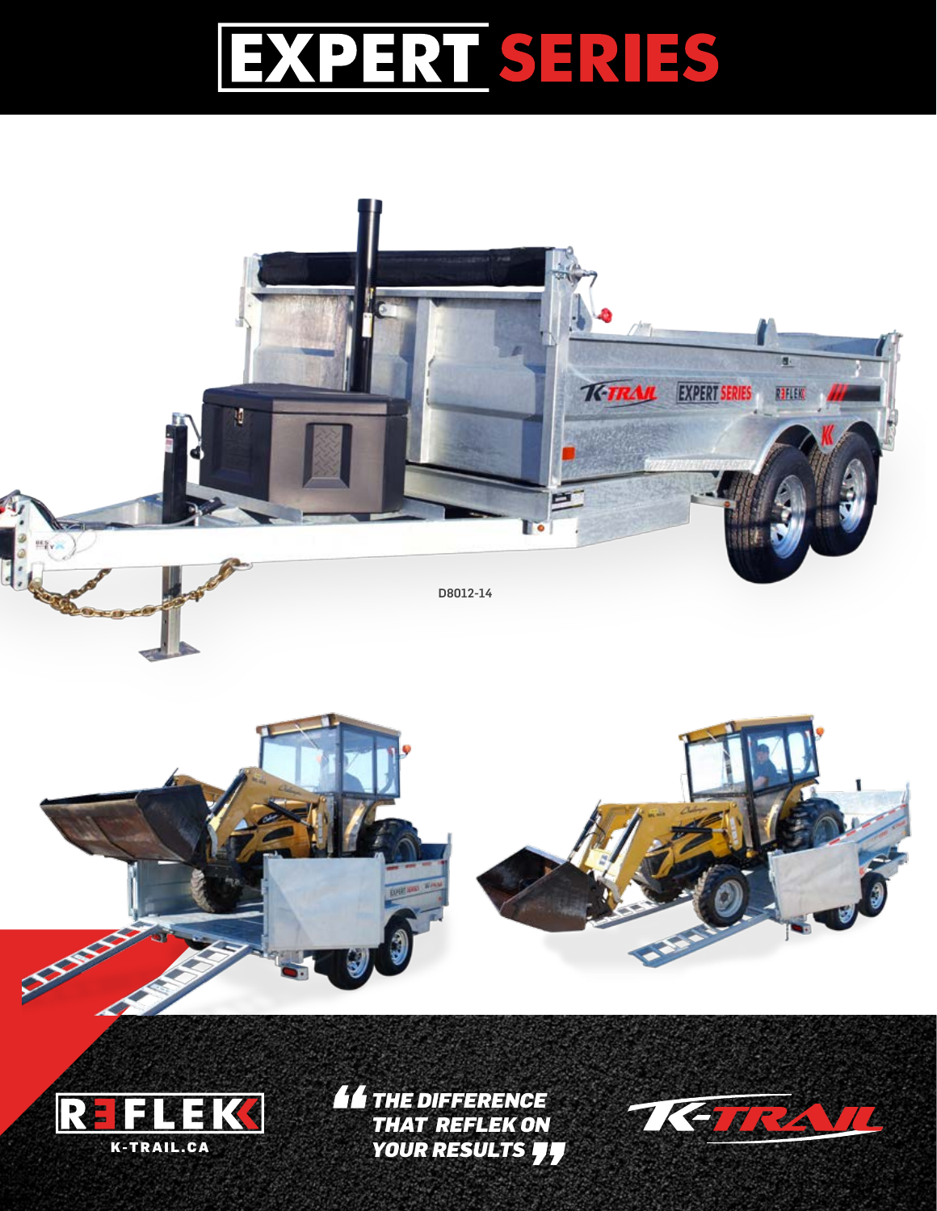# EXPERT SERIES

D8012-14

REFLEK
K-TRAIL.CA

*"THE DIFFERENCE THAT REFLEK ON YOUR RESULTS"*

K-TRAIL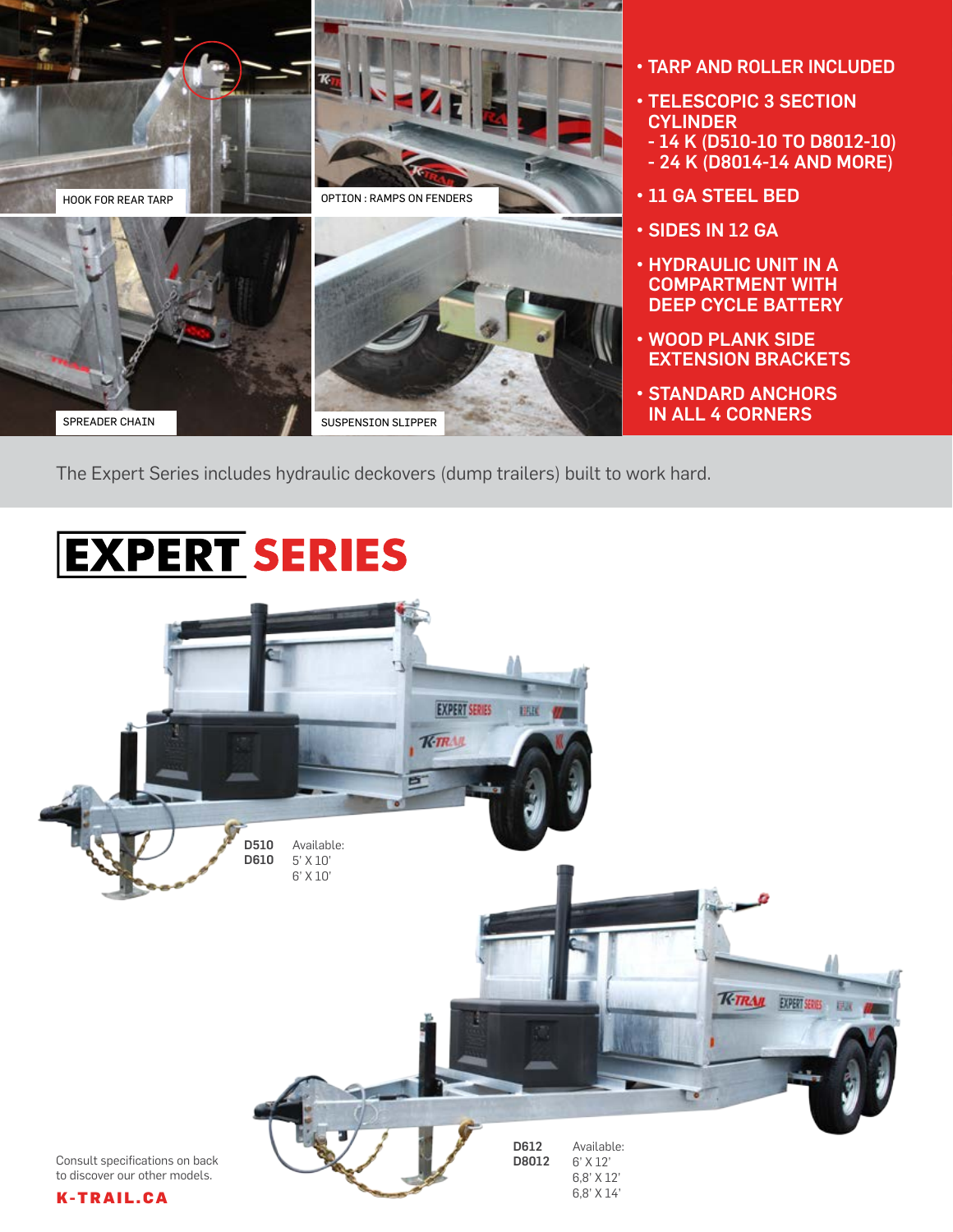HOOK FOR REAR TARP

OPTION : RAMPS ON FENDERS

SPREADER CHAIN

SUSPENSION SLIPPER

- TARP AND ROLLER INCLUDED
- TELESCOPIC 3 SECTION CYLINDER
  - 14 K (D510-10 TO D8012-10)
  - 24 K (D8014-14 AND MORE)
- 11 GA STEEL BED
- SIDES IN 12 GA
- HYDRAULIC UNIT IN A COMPARTMENT WITH DEEP CYCLE BATTERY
- WOOD PLANK SIDE EXTENSION BRACKETS
- STANDARD ANCHORS IN ALL 4 CORNERS

The Expert Series includes hydraulic deckovers (dump trailers) built to work hard.

# EXPERT SERIES

**D510**
**D610**

Available:
5' X 10'
6' X 10'

**D612**
**D8012**

Available:
6' X 12'
6,8' X 12'
6,8' X 14'

Consult specifications on back to discover our other models.

**K-TRAIL.CA**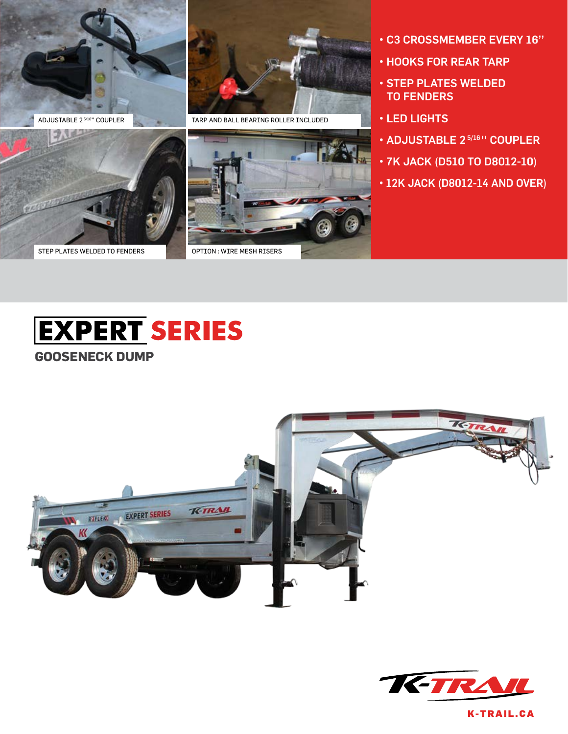ADJUSTABLE 2 5/16'' COUPLER

TARP AND BALL BEARING ROLLER INCLUDED

STEP PLATES WELDED TO FENDERS

OPTION : WIRE MESH RISERS

- C3 CROSSMEMBER EVERY 16''
- HOOKS FOR REAR TARP
- STEP PLATES WELDED TO FENDERS
- LED LIGHTS
- ADJUSTABLE 2 5/16'' COUPLER
- 7K JACK (D510 TO D8012-10)
- 12K JACK (D8012-14 AND OVER)

# EXPERT SERIES

## GOOSENECK DUMP

K-TRAIL

K-TRAIL.CA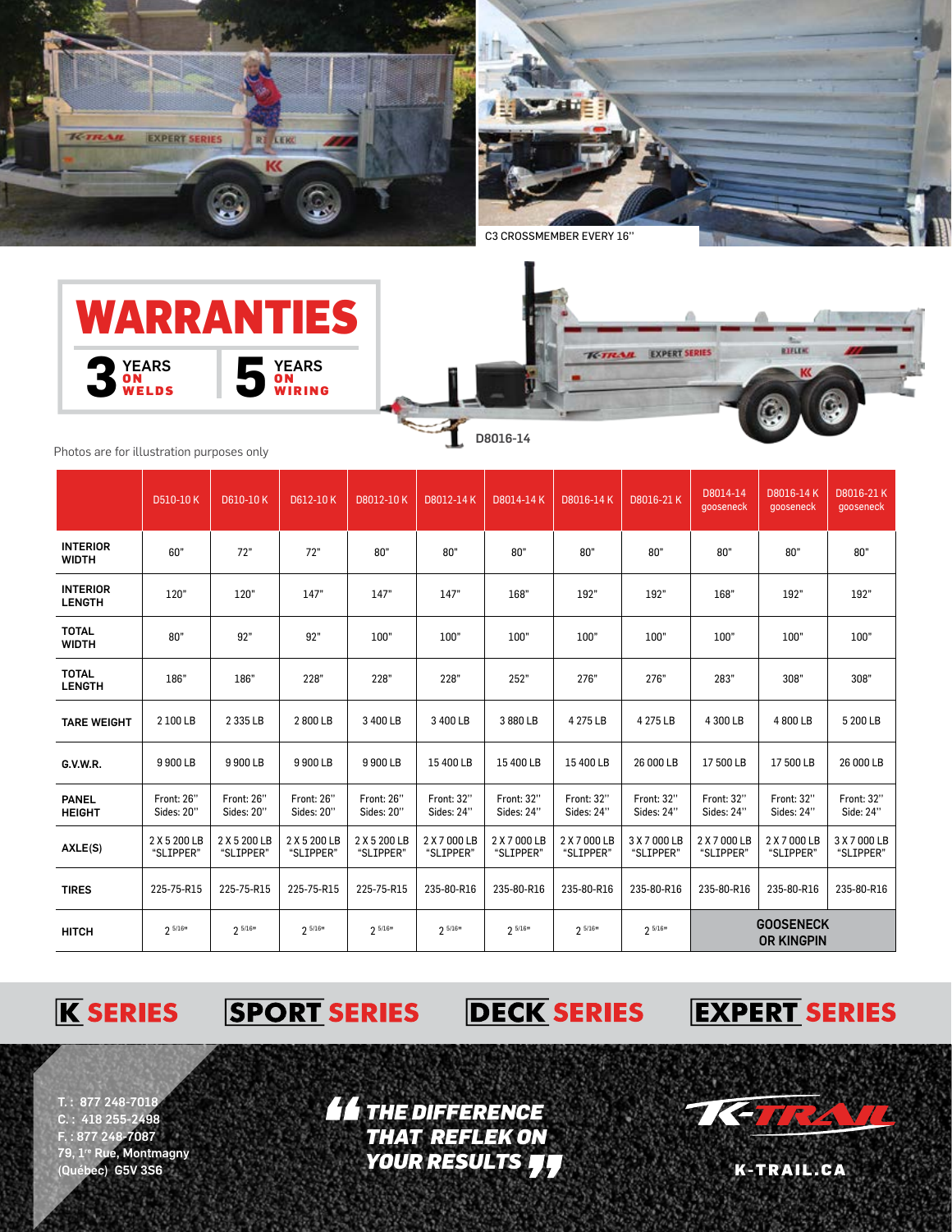C3 CROSSMEMBER EVERY 16''

# WARRANTIES

**3** YEARS ON WELDS

**5** YEARS ON WIRING

D8016-14

Photos are for illustration purposes only

| | D510-10 K | D610-10 K | D612-10 K | D8012-10 K | D8012-14 K | D8014-14 K | D8016-14 K | D8016-21 K | D8014-14 gooseneck | D8016-14 K gooseneck | D8016-21 K gooseneck |
|---|---|---|---|---|---|---|---|---|---|---|---|
| **INTERIOR WIDTH** | 60" | 72" | 72" | 80" | 80" | 80" | 80" | 80" | 80" | 80" | 80" |
| **INTERIOR LENGTH** | 120" | 120" | 147" | 147" | 147" | 168" | 192" | 192" | 168" | 192" | 192" |
| **TOTAL WIDTH** | 80" | 92" | 92" | 100" | 100" | 100" | 100" | 100" | 100" | 100" | 100" |
| **TOTAL LENGTH** | 186" | 186" | 228" | 228" | 228" | 252" | 276" | 276" | 283" | 308" | 308" |
| **TARE WEIGHT** | 2 100 LB | 2 335 LB | 2 800 LB | 3 400 LB | 3 400 LB | 3 880 LB | 4 275 LB | 4 275 LB | 4 300 LB | 4 800 LB | 5 200 LB |
| **G.V.W.R.** | 9 900 LB | 9 900 LB | 9 900 LB | 9 900 LB | 15 400 LB | 15 400 LB | 15 400 LB | 26 000 LB | 17 500 LB | 17 500 LB | 26 000 LB |
| **PANEL HEIGHT** | Front: 26" Sides: 20" | Front: 26" Sides: 20" | Front: 26" Sides: 20" | Front: 26" Sides: 20" | Front: 32" Sides: 24" | Front: 32" Sides: 24" | Front: 32" Sides: 24" | Front: 32" Sides: 24" | Front: 32" Sides: 24" | Front: 32" Sides: 24" | Front: 32" Side: 24" |
| **AXLE(S)** | 2 X 5 200 LB "SLIPPER" | 2 X 5 200 LB "SLIPPER" | 2 X 5 200 LB "SLIPPER" | 2 X 5 200 LB "SLIPPER" | 2 X 7 000 LB "SLIPPER" | 2 X 7 000 LB "SLIPPER" | 2 X 7 000 LB "SLIPPER" | 3 X 7 000 LB "SLIPPER" | 2 X 7 000 LB "SLIPPER" | 2 X 7 000 LB "SLIPPER" | 3 X 7 000 LB "SLIPPER" |
| **TIRES** | 225-75-R15 | 225-75-R15 | 225-75-R15 | 225-75-R15 | 235-80-R16 | 235-80-R16 | 235-80-R16 | 235-80-R16 | 235-80-R16 | 235-80-R16 | 235-80-R16 |
| **HITCH** | 2 5/16" | 2 5/16" | 2 5/16" | 2 5/16" | 2 5/16" | 2 5/16" | 2 5/16" | 2 5/16" | **GOOSENECK OR KINGPIN** | | |

**K SERIES** **SPORT SERIES** **DECK SERIES** **EXPERT SERIES**

T. : 877 248-7018
C. : 418 255-2498
F. : 877 248-7087
79, 1re Rue, Montmagny
(Québec) G5V 3S6

***"THE DIFFERENCE THAT REFLEK ON YOUR RESULTS"***

K-TRAIL

K-TRAIL.CA